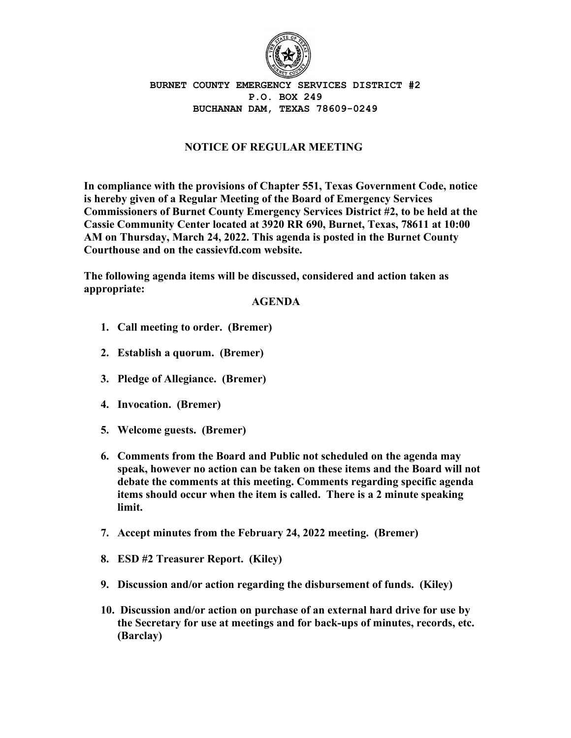**BURNET COUNTY EMERGENCY SERVICES DISTRICT #2**
**P.O. BOX 249**
**BUCHANAN DAM, TEXAS 78609-0249**

# NOTICE OF REGULAR MEETING

**In compliance with the provisions of Chapter 551, Texas Government Code, notice is hereby given of a Regular Meeting of the Board of Emergency Services Commissioners of Burnet County Emergency Services District #2, to be held at the Cassie Community Center located at 3920 RR 690, Burnet, Texas, 78611 at 10:00 AM on Thursday, March 24, 2022. This agenda is posted in the Burnet County Courthouse and on the cassievfd.com website.**

**The following agenda items will be discussed, considered and action taken as appropriate:**

## AGENDA

1. **Call meeting to order. (Bremer)**
2. **Establish a quorum. (Bremer)**
3. **Pledge of Allegiance. (Bremer)**
4. **Invocation. (Bremer)**
5. **Welcome guests. (Bremer)**
6. **Comments from the Board and Public not scheduled on the agenda may speak, however no action can be taken on these items and the Board will not debate the comments at this meeting. Comments regarding specific agenda items should occur when the item is called. There is a 2 minute speaking limit.**
7. **Accept minutes from the February 24, 2022 meeting. (Bremer)**
8. **ESD #2 Treasurer Report. (Kiley)**
9. **Discussion and/or action regarding the disbursement of funds. (Kiley)**
10. **Discussion and/or action on purchase of an external hard drive for use by the Secretary for use at meetings and for back-ups of minutes, records, etc. (Barclay)**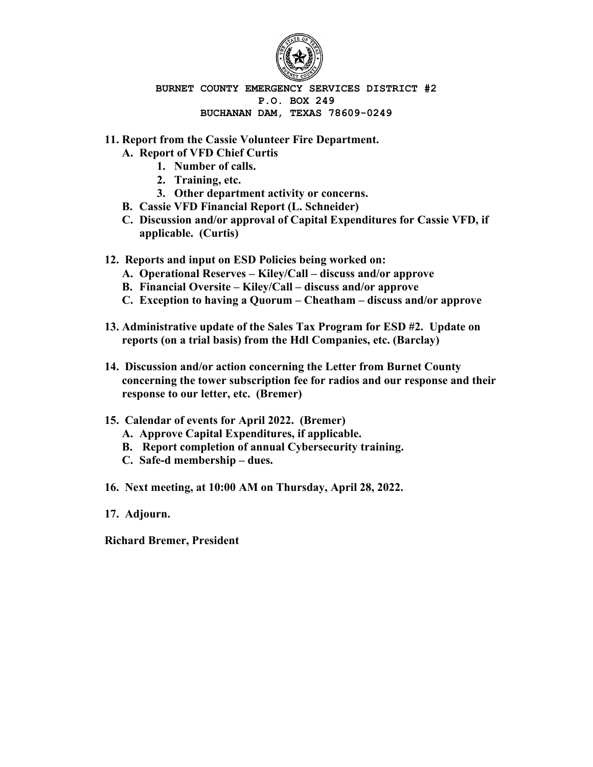**BURNET COUNTY EMERGENCY SERVICES DISTRICT #2**
**P.O. BOX 249**
**BUCHANAN DAM, TEXAS 78609-0249**

**11. Report from the Cassie Volunteer Fire Department.**
   **A. Report of VFD Chief Curtis**
      **1. Number of calls.**
      **2. Training, etc.**
      **3. Other department activity or concerns.**
   **B. Cassie VFD Financial Report (L. Schneider)**
   **C. Discussion and/or approval of Capital Expenditures for Cassie VFD, if applicable. (Curtis)**

**12. Reports and input on ESD Policies being worked on:**
   **A. Operational Reserves – Kiley/Call – discuss and/or approve**
   **B. Financial Oversite – Kiley/Call – discuss and/or approve**
   **C. Exception to having a Quorum – Cheatham – discuss and/or approve**

**13. Administrative update of the Sales Tax Program for ESD #2. Update on reports (on a trial basis) from the Hdl Companies, etc. (Barclay)**

**14. Discussion and/or action concerning the Letter from Burnet County concerning the tower subscription fee for radios and our response and their response to our letter, etc. (Bremer)**

**15. Calendar of events for April 2022. (Bremer)**
   **A. Approve Capital Expenditures, if applicable.**
   **B. Report completion of annual Cybersecurity training.**
   **C. Safe-d membership – dues.**

**16. Next meeting, at 10:00 AM on Thursday, April 28, 2022.**

**17. Adjourn.**

**Richard Bremer, President**